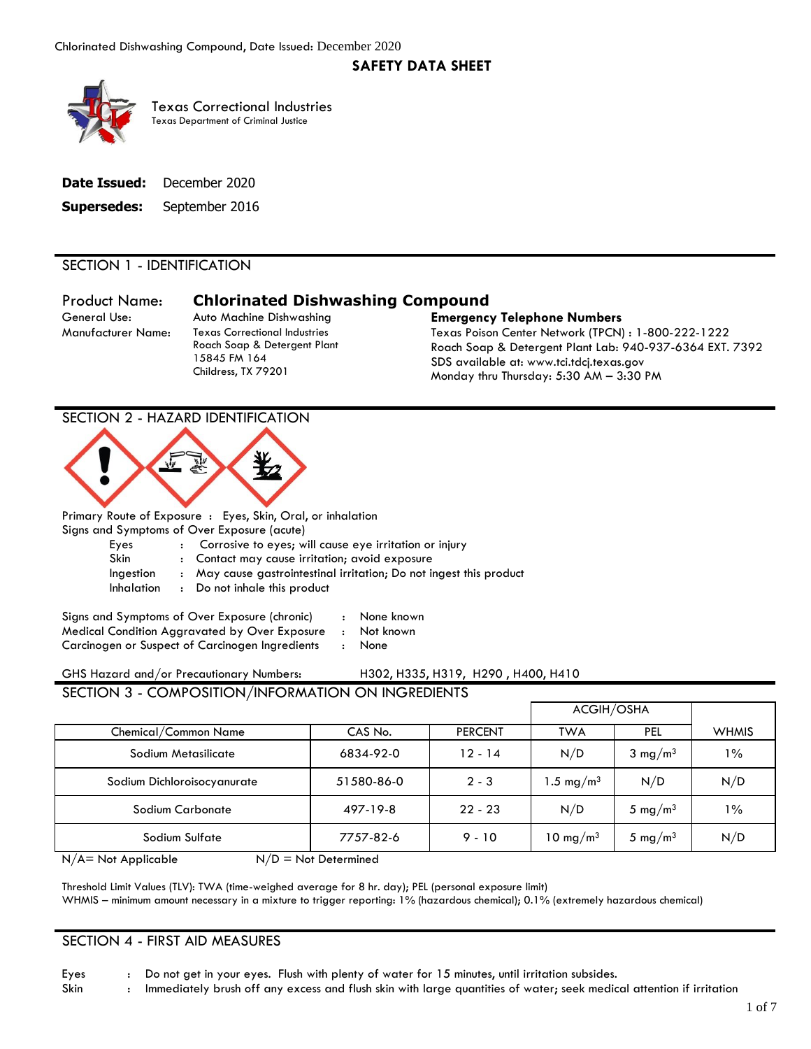# SAFETY DATA SHEET

Texas Correctional Industries
Texas Department of Criminal Justice

**Date Issued:** December 2020

**Supersedes:** September 2016

## SECTION 1 - IDENTIFICATION

Product Name: **Chlorinated Dishwashing Compound**

General Use: Auto Machine Dishwashing

Manufacturer Name: Texas Correctional Industries
Roach Soap & Detergent Plant
15845 FM 164
Childress, TX 79201

**Emergency Telephone Numbers**
Texas Poison Center Network (TPCN) : 1-800-222-1222
Roach Soap & Detergent Plant Lab: 940-937-6364 EXT. 7392
SDS available at: www.tci.tdcj.texas.gov
Monday thru Thursday: 5:30 AM – 3:30 PM

## SECTION 2 - HAZARD IDENTIFICATION

Primary Route of Exposure : Eyes, Skin, Oral, or inhalation

Signs and Symptoms of Over Exposure (acute)

- Eyes : Corrosive to eyes; will cause eye irritation or injury
- Skin : Contact may cause irritation; avoid exposure
- Ingestion : May cause gastrointestinal irritation; Do not ingest this product
- Inhalation : Do not inhale this product

Signs and Symptoms of Over Exposure (chronic) : None known
Medical Condition Aggravated by Over Exposure : Not known
Carcinogen or Suspect of Carcinogen Ingredients : None

GHS Hazard and/or Precautionary Numbers: H302, H335, H319, H290 , H400, H410

## SECTION 3 - COMPOSITION/INFORMATION ON INGREDIENTS

| Chemical/Common Name | CAS No. | PERCENT | ACGIH/OSHA TWA | ACGIH/OSHA PEL | WHMIS |
|---|---|---|---|---|---|
| Sodium Metasilicate | 6834-92-0 | 12 - 14 | N/D | 3 $mg/m^3$ | 1% |
| Sodium Dichloroisocyanurate | 51580-86-0 | 2 - 3 | 1.5 $mg/m^3$ | N/D | N/D |
| Sodium Carbonate | 497-19-8 | 22 - 23 | N/D | 5 $mg/m^3$ | 1% |
| Sodium Sulfate | 7757-82-6 | 9 - 10 | 10 $mg/m^3$ | 5 $mg/m^3$ | N/D |

N/A= Not Applicable N/D = Not Determined

Threshold Limit Values (TLV): TWA (time-weighed average for 8 hr. day); PEL (personal exposure limit)
WHMIS – minimum amount necessary in a mixture to trigger reporting: 1% (hazardous chemical); 0.1% (extremely hazardous chemical)

## SECTION 4 - FIRST AID MEASURES

- Eyes : Do not get in your eyes. Flush with plenty of water for 15 minutes, until irritation subsides.
- Skin : Immediately brush off any excess and flush skin with large quantities of water; seek medical attention if irritation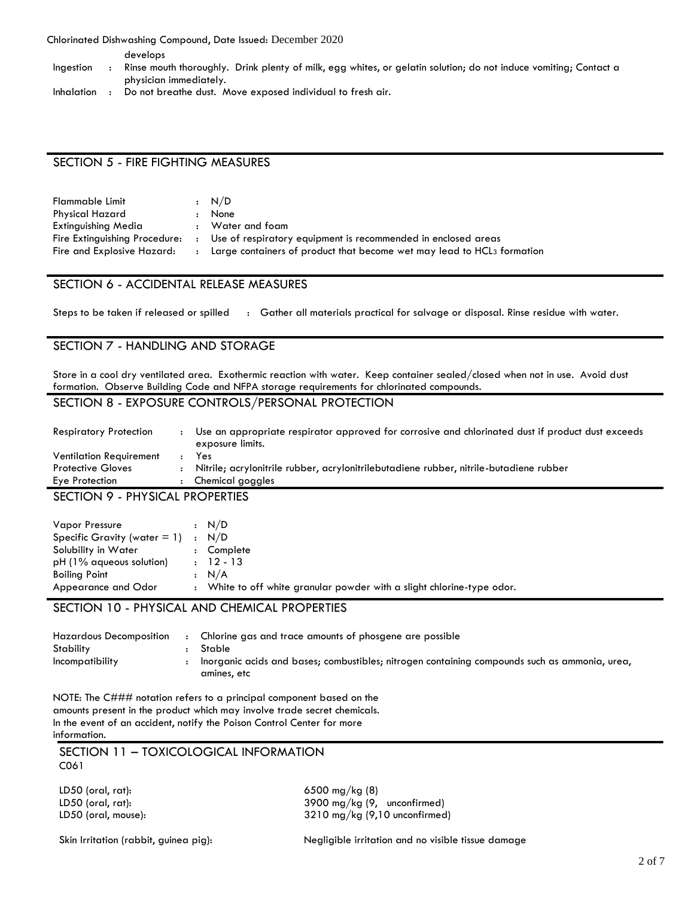develops

| | | |
|---|---|---|
| Ingestion | : | Rinse mouth thoroughly. Drink plenty of milk, egg whites, or gelatin solution; do not induce vomiting; Contact a physician immediately. |
| Inhalation | : | Do not breathe dust. Move exposed individual to fresh air. |

## SECTION 5 - FIRE FIGHTING MEASURES

| | | |
|---|---|---|
| Flammable Limit | : | N/D |
| Physical Hazard | : | None |
| Extinguishing Media | : | Water and foam |
| Fire Extinguishing Procedure: | : | Use of respiratory equipment is recommended in enclosed areas |
| Fire and Explosive Hazard: | : | Large containers of product that become wet may lead to $HCL_3$ formation |

## SECTION 6 - ACCIDENTAL RELEASE MEASURES

Steps to be taken if released or spilled : Gather all materials practical for salvage or disposal. Rinse residue with water.

## SECTION 7 - HANDLING AND STORAGE

Store in a cool dry ventilated area. Exothermic reaction with water. Keep container sealed/closed when not in use. Avoid dust formation. Observe Building Code and NFPA storage requirements for chlorinated compounds.

## SECTION 8 - EXPOSURE CONTROLS/PERSONAL PROTECTION

| | | |
|---|---|---|
| Respiratory Protection | : | Use an appropriate respirator approved for corrosive and chlorinated dust if product dust exceeds exposure limits. |
| Ventilation Requirement | : | Yes |
| Protective Gloves | : | Nitrile; acrylonitrile rubber, acrylonitrilebutadiene rubber, nitrile-butadiene rubber |
| Eye Protection | : | Chemical goggles |

## SECTION 9 - PHYSICAL PROPERTIES

| | | |
|---|---|---|
| Vapor Pressure | : | N/D |
| Specific Gravity (water = 1) | : | N/D |
| Solubility in Water | : | Complete |
| pH (1% aqueous solution) | : | 12 - 13 |
| Boiling Point | : | N/A |
| Appearance and Odor | : | White to off white granular powder with a slight chlorine-type odor. |

## SECTION 10 - PHYSICAL AND CHEMICAL PROPERTIES

| | | |
|---|---|---|
| Hazardous Decomposition | : | Chlorine gas and trace amounts of phosgene are possible |
| Stability | : | Stable |
| Incompatibility | : | Inorganic acids and bases; combustibles; nitrogen containing compounds such as ammonia, urea, amines, etc |

NOTE: The C### notation refers to a principal component based on the amounts present in the product which may involve trade secret chemicals. In the event of an accident, notify the Poison Control Center for more information.

## SECTION 11 – TOXICOLOGICAL INFORMATION

C061

| | |
|---|---|
| LD50 (oral, rat): | 6500 mg/kg (8) |
| LD50 (oral, rat): | 3900 mg/kg (9, unconfirmed) |
| LD50 (oral, mouse): | 3210 mg/kg (9,10 unconfirmed) |
| Skin Irritation (rabbit, guinea pig): | Negligible irritation and no visible tissue damage |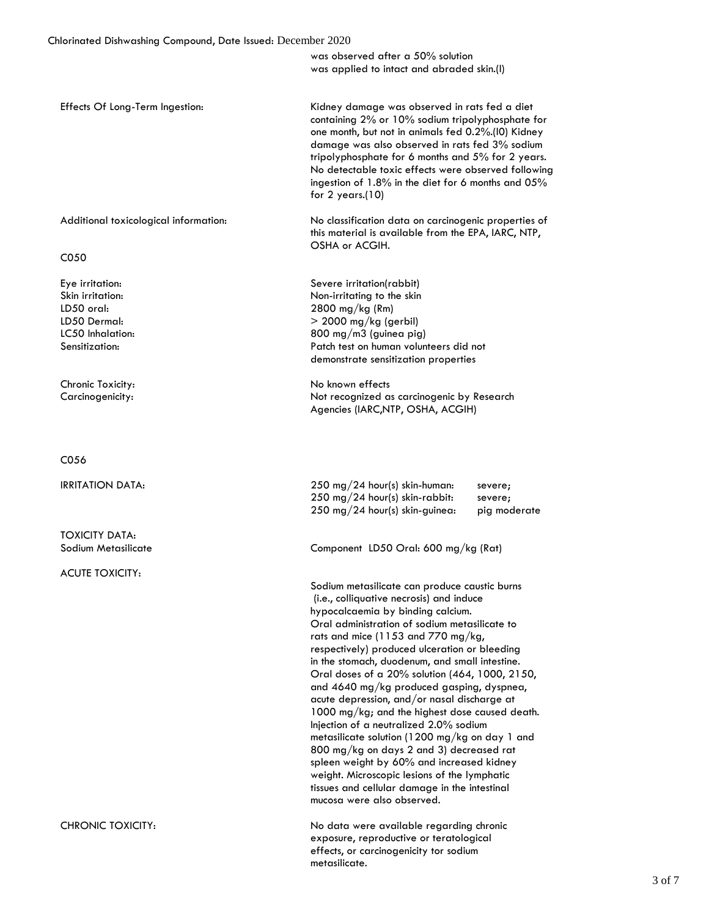was observed after a 50% solution was applied to intact and abraded skin.(l)

| | |
|---|---|
| Effects Of Long-Term Ingestion: | Kidney damage was observed in rats fed a diet containing 2% or 10% sodium tripolyphosphate for one month, but not in animals fed 0.2%.(l0) Kidney damage was also observed in rats fed 3% sodium tripolyphosphate for 6 months and 5% for 2 years. No detectable toxic effects were observed following ingestion of 1.8% in the diet for 6 months and 05% for 2 years.(10) |
| Additional toxicological information: | No classification data on carcinogenic properties of this material is available from the EPA, IARC, NTP, OSHA or ACGIH. |

C050

| | |
|---|---|
| Eye irritation: | Severe irritation(rabbit) |
| Skin irritation: | Non-irritating to the skin |
| LD50 oral: | 2800 mg/kg (Rm) |
| LD50 Dermal: | > 2000 mg/kg (gerbil) |
| LC50 Inhalation: | 800 mg/m3 (guinea pig) |
| Sensitization: | Patch test on human volunteers did not demonstrate sensitization properties |
| Chronic Toxicity: | No known effects |
| Carcinogenicity: | Not recognized as carcinogenic by Research Agencies (IARC,NTP, OSHA, ACGIH) |

C056

| | | |
|---|---|---|
| IRRITATION DATA: | 250 mg/24 hour(s) skin-human: | severe; |
| | 250 mg/24 hour(s) skin-rabbit: | severe; |
| | 250 mg/24 hour(s) skin-guinea: | pig moderate |

TOXICITY DATA:

| | |
|---|---|
| Sodium Metasilicate | Component LD50 Oral: 600 mg/kg (Rat) |

ACUTE TOXICITY:

Sodium metasilicate can produce caustic burns (i.e., colliquative necrosis) and induce hypocalcaemia by binding calcium. Oral administration of sodium metasilicate to rats and mice (1153 and 770 mg/kg, respectively) produced ulceration or bleeding in the stomach, duodenum, and small intestine. Oral doses of a 20% solution (464, 1000, 2150, and 4640 mg/kg produced gasping, dyspnea, acute depression, and/or nasal discharge at 1000 mg/kg; and the highest dose caused death. Injection of a neutralized 2.0% sodium metasilicate solution (1200 mg/kg on day 1 and 800 mg/kg on days 2 and 3) decreased rat spleen weight by 60% and increased kidney weight. Microscopic lesions of the lymphatic tissues and cellular damage in the intestinal mucosa were also observed.

CHRONIC TOXICITY:

No data were available regarding chronic exposure, reproductive or teratological effects, or carcinogenicity tor sodium metasilicate.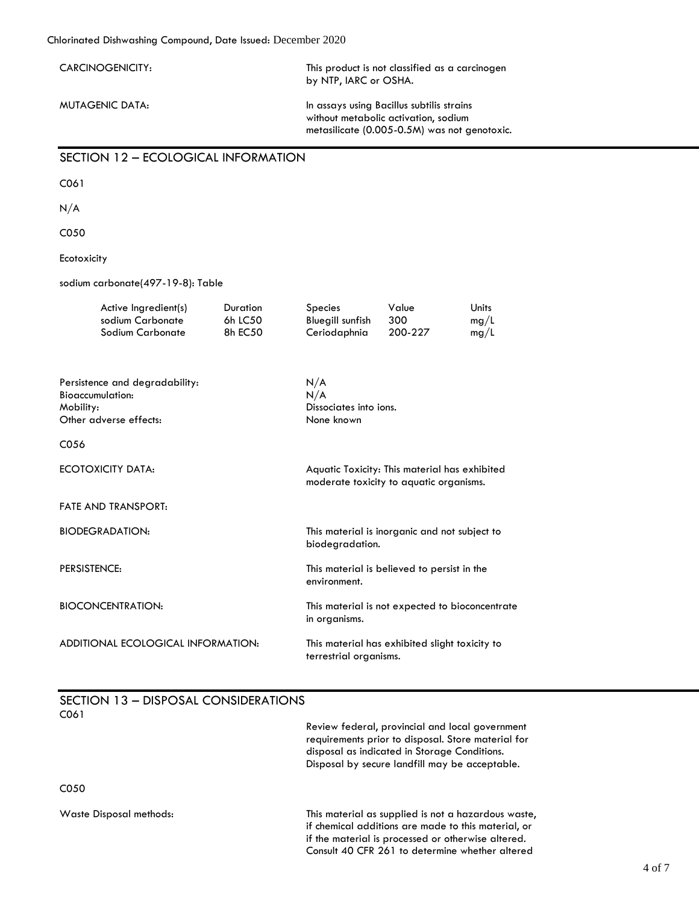CARCINOGENICITY: This product is not classified as a carcinogen by NTP, IARC or OSHA.

MUTAGENIC DATA: In assays using Bacillus subtilis strains without metabolic activation, sodium metasilicate (0.005-0.5M) was not genotoxic.

## SECTION 12 – ECOLOGICAL INFORMATION

C061

N/A

C050

Ecotoxicity

sodium carbonate(497-19-8): Table

| Active Ingredient(s) | Duration | Species | Value | Units |
|---|---|---|---|---|
| sodium Carbonate | 6h LC50 | Bluegill sunfish | 300 | mg/L |
| Sodium Carbonate | 8h EC50 | Ceriodaphnia | 200-227 | mg/L |

Persistence and degradability: N/A

Bioaccumulation: N/A

Mobility: Dissociates into ions.

Other adverse effects: None known

C056

ECOTOXICITY DATA: Aquatic Toxicity: This material has exhibited moderate toxicity to aquatic organisms.

FATE AND TRANSPORT:

BIODEGRADATION: This material is inorganic and not subject to biodegradation.

PERSISTENCE: This material is believed to persist in the environment.

BIOCONCENTRATION: This material is not expected to bioconcentrate in organisms.

ADDITIONAL ECOLOGICAL INFORMATION: This material has exhibited slight toxicity to terrestrial organisms.

## SECTION 13 – DISPOSAL CONSIDERATIONS

C061

Review federal, provincial and local government requirements prior to disposal. Store material for disposal as indicated in Storage Conditions. Disposal by secure landfill may be acceptable.

C050

Waste Disposal methods: This material as supplied is not a hazardous waste, if chemical additions are made to this material, or if the material is processed or otherwise altered. Consult 40 CFR 261 to determine whether altered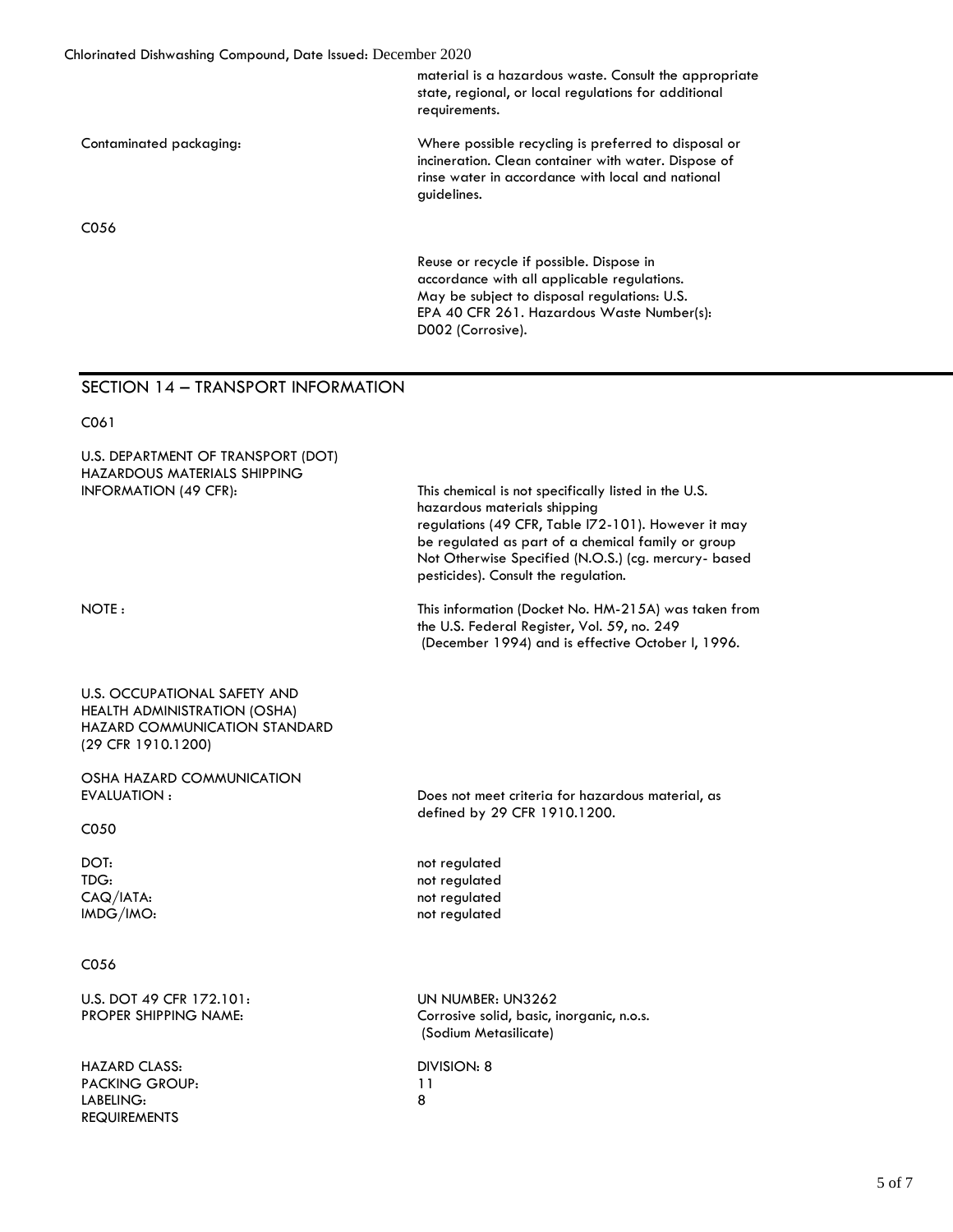material is a hazardous waste. Consult the appropriate state, regional, or local regulations for additional requirements.

| | |
|---|---|
| Contaminated packaging: | Where possible recycling is preferred to disposal or incineration. Clean container with water. Dispose of rinse water in accordance with local and national guidelines. |

C056

Reuse or recycle if possible. Dispose in accordance with all applicable regulations. May be subject to disposal regulations: U.S. EPA 40 CFR 261. Hazardous Waste Number(s): D002 (Corrosive).

## SECTION 14 – TRANSPORT INFORMATION

C061

| | |
|---|---|
| U.S. DEPARTMENT OF TRANSPORT (DOT) HAZARDOUS MATERIALS SHIPPING INFORMATION (49 CFR): | This chemical is not specifically listed in the U.S. hazardous materials shipping regulations (49 CFR, Table I72-101). However it may be regulated as part of a chemical family or group Not Otherwise Specified (N.O.S.) (cg. mercury- based pesticides). Consult the regulation. |
| NOTE : | This information (Docket No. HM-215A) was taken from the U.S. Federal Register, Vol. 59, no. 249 (December 1994) and is effective October I, 1996. |

U.S. OCCUPATIONAL SAFETY AND HEALTH ADMINISTRATION (OSHA) HAZARD COMMUNICATION STANDARD (29 CFR 1910.1200)

| | |
|---|---|
| OSHA HAZARD COMMUNICATION EVALUATION : | Does not meet criteria for hazardous material, as defined by 29 CFR 1910.1200. |

C050

| | |
|---|---|
| DOT: | not regulated |
| TDG: | not regulated |
| CAQ/IATA: | not regulated |
| IMDG/IMO: | not regulated |

C056

| | |
|---|---|
| U.S. DOT 49 CFR 172.101: PROPER SHIPPING NAME: | UN NUMBER: UN3262 Corrosive solid, basic, inorganic, n.o.s. (Sodium Metasilicate) |
| HAZARD CLASS: | DIVISION: 8 |
| PACKING GROUP: | 11 |
| LABELING: REQUIREMENTS | 8 |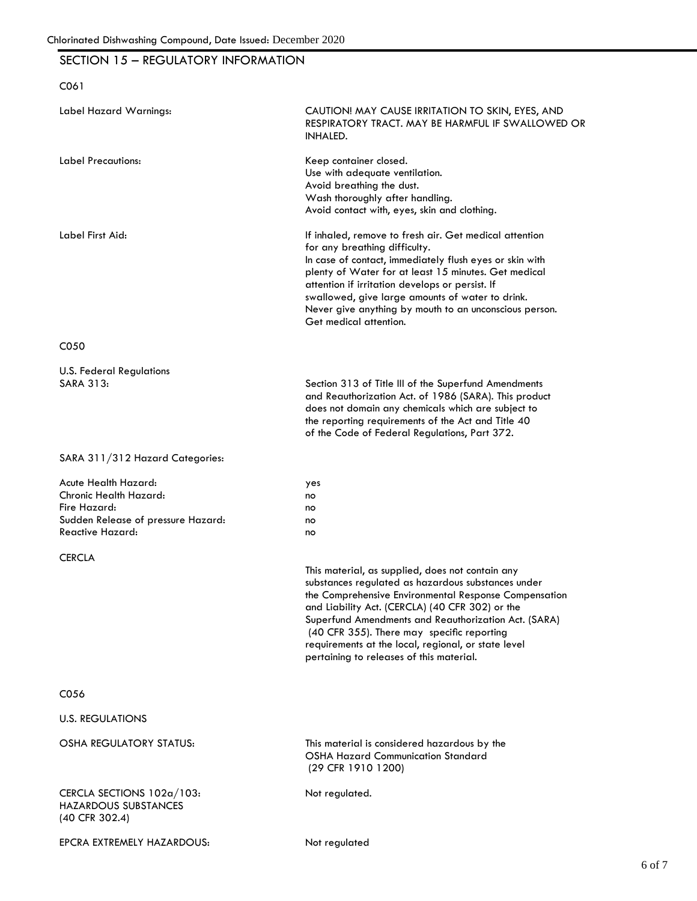## SECTION 15 – REGULATORY INFORMATION

C061

| | |
|---|---|
| Label Hazard Warnings: | CAUTION! MAY CAUSE IRRITATION TO SKIN, EYES, AND RESPIRATORY TRACT. MAY BE HARMFUL IF SWALLOWED OR INHALED. |
| Label Precautions: | Keep container closed.<br>Use with adequate ventilation.<br>Avoid breathing the dust.<br>Wash thoroughly after handling.<br>Avoid contact with, eyes, skin and clothing. |
| Label First Aid: | If inhaled, remove to fresh air. Get medical attention for any breathing difficulty.<br>In case of contact, immediately flush eyes or skin with plenty of Water for at least 15 minutes. Get medical attention if irritation develops or persist. If swallowed, give large amounts of water to drink.<br>Never give anything by mouth to an unconscious person.<br>Get medical attention. |

C050

U.S. Federal Regulations

| | |
|---|---|
| SARA 313: | Section 313 of Title III of the Superfund Amendments and Reauthorization Act. of 1986 (SARA). This product does not domain any chemicals which are subject to the reporting requirements of the Act and Title 40 of the Code of Federal Regulations, Part 372. |

SARA 311/312 Hazard Categories:

| | |
|---|---|
| Acute Health Hazard: | yes |
| Chronic Health Hazard: | no |
| Fire Hazard: | no |
| Sudden Release of pressure Hazard: | no |
| Reactive Hazard: | no |

CERCLA

This material, as supplied, does not contain any substances regulated as hazardous substances under the Comprehensive Environmental Response Compensation and Liability Act. (CERCLA) (40 CFR 302) or the Superfund Amendments and Reauthorization Act. (SARA) (40 CFR 355). There may specific reporting requirements at the local, regional, or state level pertaining to releases of this material.

C056

U.S. REGULATIONS

| | |
|---|---|
| OSHA REGULATORY STATUS: | This material is considered hazardous by the OSHA Hazard Communication Standard (29 CFR 1910 1200) |
| CERCLA SECTIONS 102a/103: HAZARDOUS SUBSTANCES (40 CFR 302.4) | Not regulated. |
| EPCRA EXTREMELY HAZARDOUS: | Not regulated |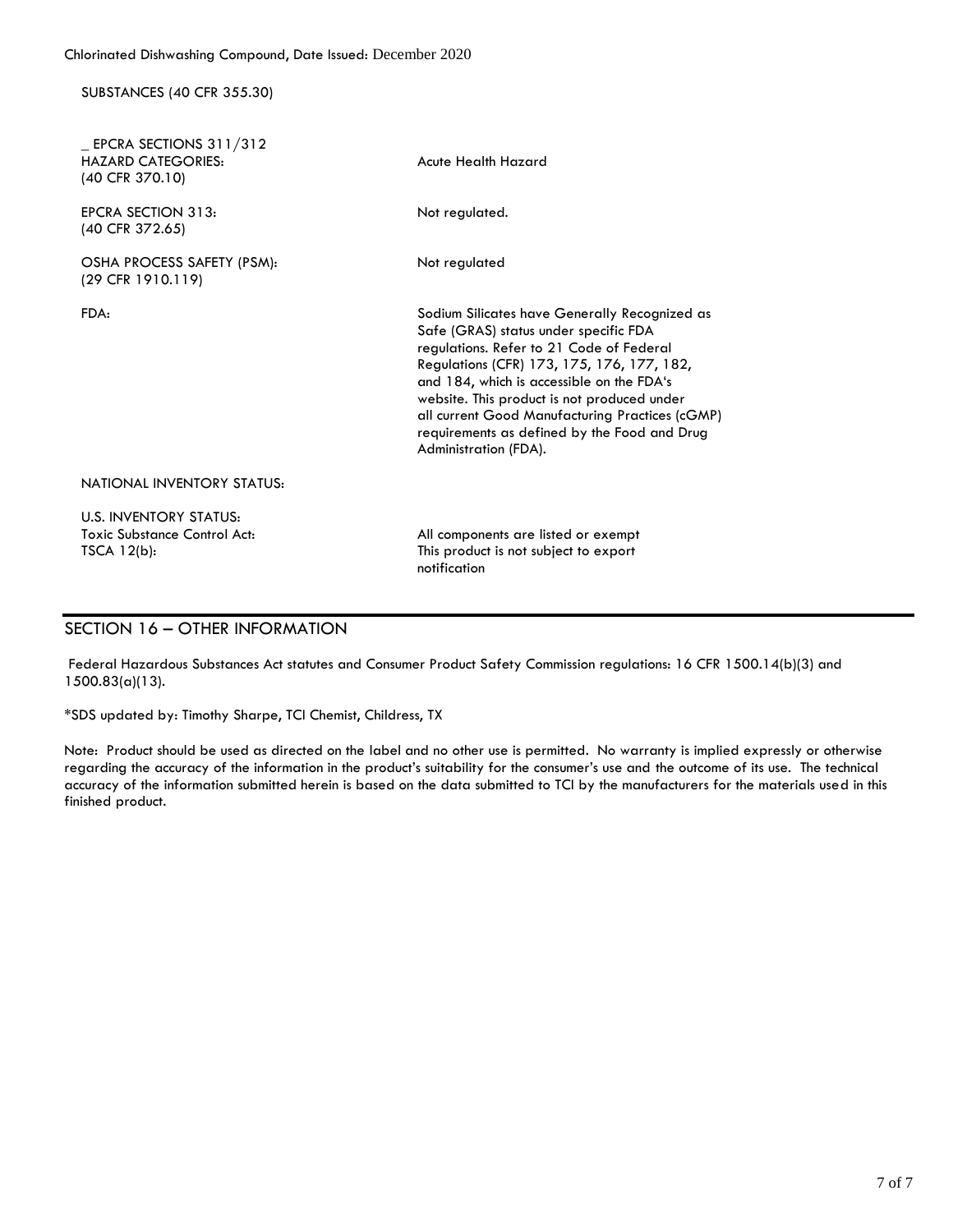SUBSTANCES (40 CFR 355.30)

| | |
|---|---|
| _ EPCRA SECTIONS 311/312 HAZARD CATEGORIES: (40 CFR 370.10) | Acute Health Hazard |
| EPCRA SECTION 313: (40 CFR 372.65) | Not regulated. |
| OSHA PROCESS SAFETY (PSM): (29 CFR 1910.119) | Not regulated |
| FDA: | Sodium Silicates have Generally Recognized as Safe (GRAS) status under specific FDA regulations. Refer to 21 Code of Federal Regulations (CFR) 173, 175, 176, 177, 182, and 184, which is accessible on the FDA's website. This product is not produced under all current Good Manufacturing Practices (cGMP) requirements as defined by the Food and Drug Administration (FDA). |

NATIONAL INVENTORY STATUS:

| | |
|---|---|
| U.S. INVENTORY STATUS: | |
| Toxic Substance Control Act: | All components are listed or exempt |
| TSCA 12(b): | This product is not subject to export notification |

## SECTION 16 – OTHER INFORMATION

Federal Hazardous Substances Act statutes and Consumer Product Safety Commission regulations: 16 CFR 1500.14(b)(3) and 1500.83(a)(13).

*SDS updated by: Timothy Sharpe, TCI Chemist, Childress, TX

Note: Product should be used as directed on the label and no other use is permitted. No warranty is implied expressly or otherwise regarding the accuracy of the information in the product's suitability for the consumer's use and the outcome of its use. The technical accuracy of the information submitted herein is based on the data submitted to TCI by the manufacturers for the materials used in this finished product.